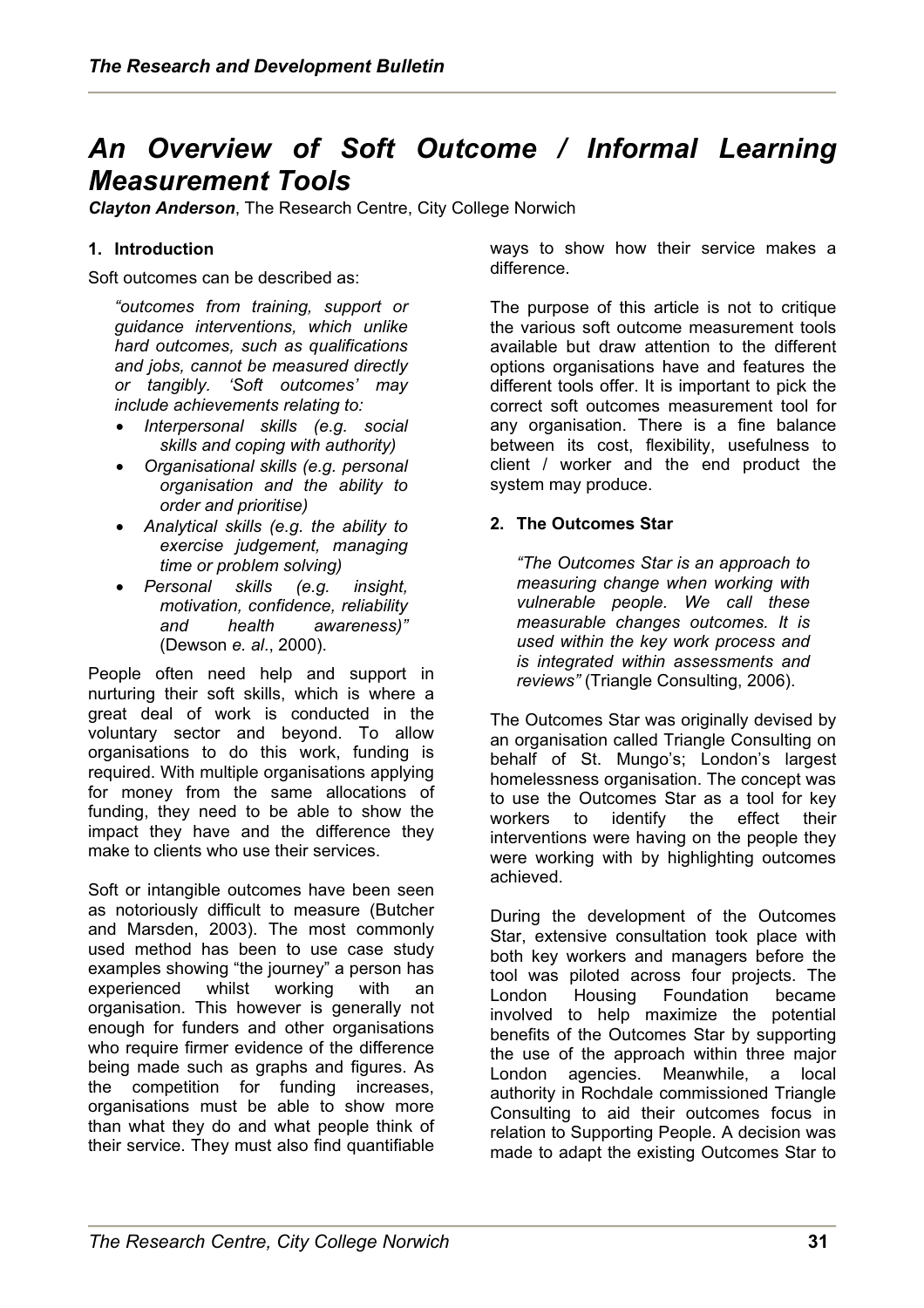# An Overview of Soft Outcome / Informal Learning Measurement Tools

***Clayton Anderson***, The Research Centre, City College Norwich

## 1. Introduction

Soft outcomes can be described as:

> *"outcomes from training, support or guidance interventions, which unlike hard outcomes, such as qualifications and jobs, cannot be measured directly or tangibly. 'Soft outcomes' may include achievements relating to:*
> - *Interpersonal skills (e.g. social skills and coping with authority)*
> - *Organisational skills (e.g. personal organisation and the ability to order and prioritise)*
> - *Analytical skills (e.g. the ability to exercise judgement, managing time or problem solving)*
> - *Personal skills (e.g. insight, motivation, confidence, reliability and health awareness)"* (Dewson *e. al*., 2000).

People often need help and support in nurturing their soft skills, which is where a great deal of work is conducted in the voluntary sector and beyond. To allow organisations to do this work, funding is required. With multiple organisations applying for money from the same allocations of funding, they need to be able to show the impact they have and the difference they make to clients who use their services.

Soft or intangible outcomes have been seen as notoriously difficult to measure (Butcher and Marsden, 2003). The most commonly used method has been to use case study examples showing "the journey" a person has experienced whilst working with an organisation. This however is generally not enough for funders and other organisations who require firmer evidence of the difference being made such as graphs and figures. As the competition for funding increases, organisations must be able to show more than what they do and what people think of their service. They must also find quantifiable ways to show how their service makes a difference.

The purpose of this article is not to critique the various soft outcome measurement tools available but draw attention to the different options organisations have and features the different tools offer. It is important to pick the correct soft outcomes measurement tool for any organisation. There is a fine balance between its cost, flexibility, usefulness to client / worker and the end product the system may produce.

## 2. The Outcomes Star

> *"The Outcomes Star is an approach to measuring change when working with vulnerable people. We call these measurable changes outcomes. It is used within the key work process and is integrated within assessments and reviews"* (Triangle Consulting, 2006).

The Outcomes Star was originally devised by an organisation called Triangle Consulting on behalf of St. Mungo's; London's largest homelessness organisation. The concept was to use the Outcomes Star as a tool for key workers to identify the effect their interventions were having on the people they were working with by highlighting outcomes achieved.

During the development of the Outcomes Star, extensive consultation took place with both key workers and managers before the tool was piloted across four projects. The London Housing Foundation became involved to help maximize the potential benefits of the Outcomes Star by supporting the use of the approach within three major London agencies. Meanwhile, a local authority in Rochdale commissioned Triangle Consulting to aid their outcomes focus in relation to Supporting People. A decision was made to adapt the existing Outcomes Star to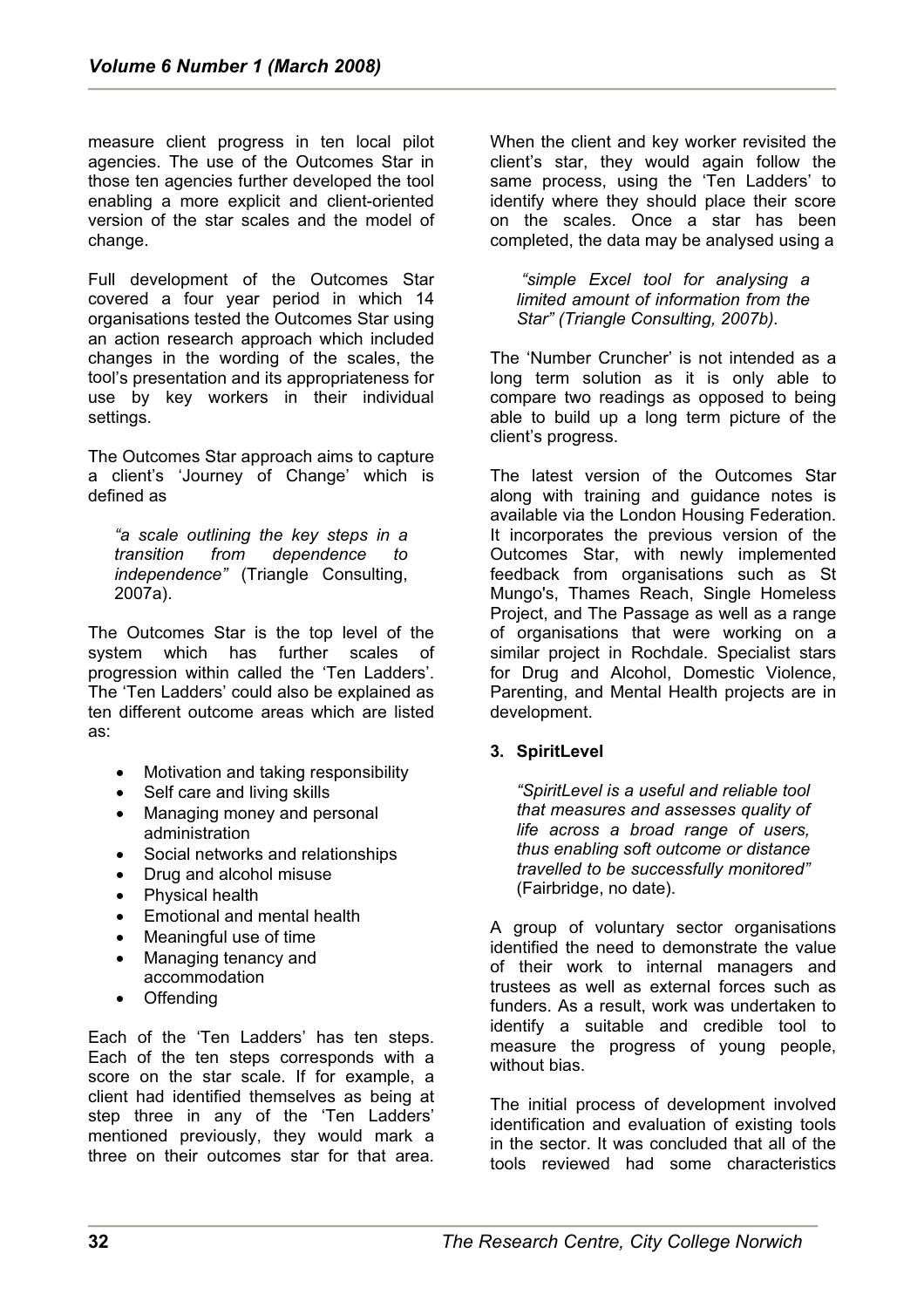measure client progress in ten local pilot agencies. The use of the Outcomes Star in those ten agencies further developed the tool enabling a more explicit and client-oriented version of the star scales and the model of change.

Full development of the Outcomes Star covered a four year period in which 14 organisations tested the Outcomes Star using an action research approach which included changes in the wording of the scales, the tool's presentation and its appropriateness for use by key workers in their individual settings.

The Outcomes Star approach aims to capture a client's 'Journey of Change' which is defined as

> *"a scale outlining the key steps in a transition from dependence to independence"* (Triangle Consulting, 2007a).

The Outcomes Star is the top level of the system which has further scales of progression within called the 'Ten Ladders'. The 'Ten Ladders' could also be explained as ten different outcome areas which are listed as:

- Motivation and taking responsibility
- Self care and living skills
- Managing money and personal administration
- Social networks and relationships
- Drug and alcohol misuse
- Physical health
- Emotional and mental health
- Meaningful use of time
- Managing tenancy and accommodation
- Offending

Each of the 'Ten Ladders' has ten steps. Each of the ten steps corresponds with a score on the star scale. If for example, a client had identified themselves as being at step three in any of the 'Ten Ladders' mentioned previously, they would mark a three on their outcomes star for that area. When the client and key worker revisited the client's star, they would again follow the same process, using the 'Ten Ladders' to identify where they should place their score on the scales. Once a star has been completed, the data may be analysed using a

> *"simple Excel tool for analysing a limited amount of information from the Star" (Triangle Consulting, 2007b).*

The 'Number Cruncher' is not intended as a long term solution as it is only able to compare two readings as opposed to being able to build up a long term picture of the client's progress.

The latest version of the Outcomes Star along with training and guidance notes is available via the London Housing Federation. It incorporates the previous version of the Outcomes Star, with newly implemented feedback from organisations such as St Mungo's, Thames Reach, Single Homeless Project, and The Passage as well as a range of organisations that were working on a similar project in Rochdale. Specialist stars for Drug and Alcohol, Domestic Violence, Parenting, and Mental Health projects are in development.

### 3. SpiritLevel

> *"SpiritLevel is a useful and reliable tool that measures and assesses quality of life across a broad range of users, thus enabling soft outcome or distance travelled to be successfully monitored"* (Fairbridge, no date).

A group of voluntary sector organisations identified the need to demonstrate the value of their work to internal managers and trustees as well as external forces such as funders. As a result, work was undertaken to identify a suitable and credible tool to measure the progress of young people, without bias.

The initial process of development involved identification and evaluation of existing tools in the sector. It was concluded that all of the tools reviewed had some characteristics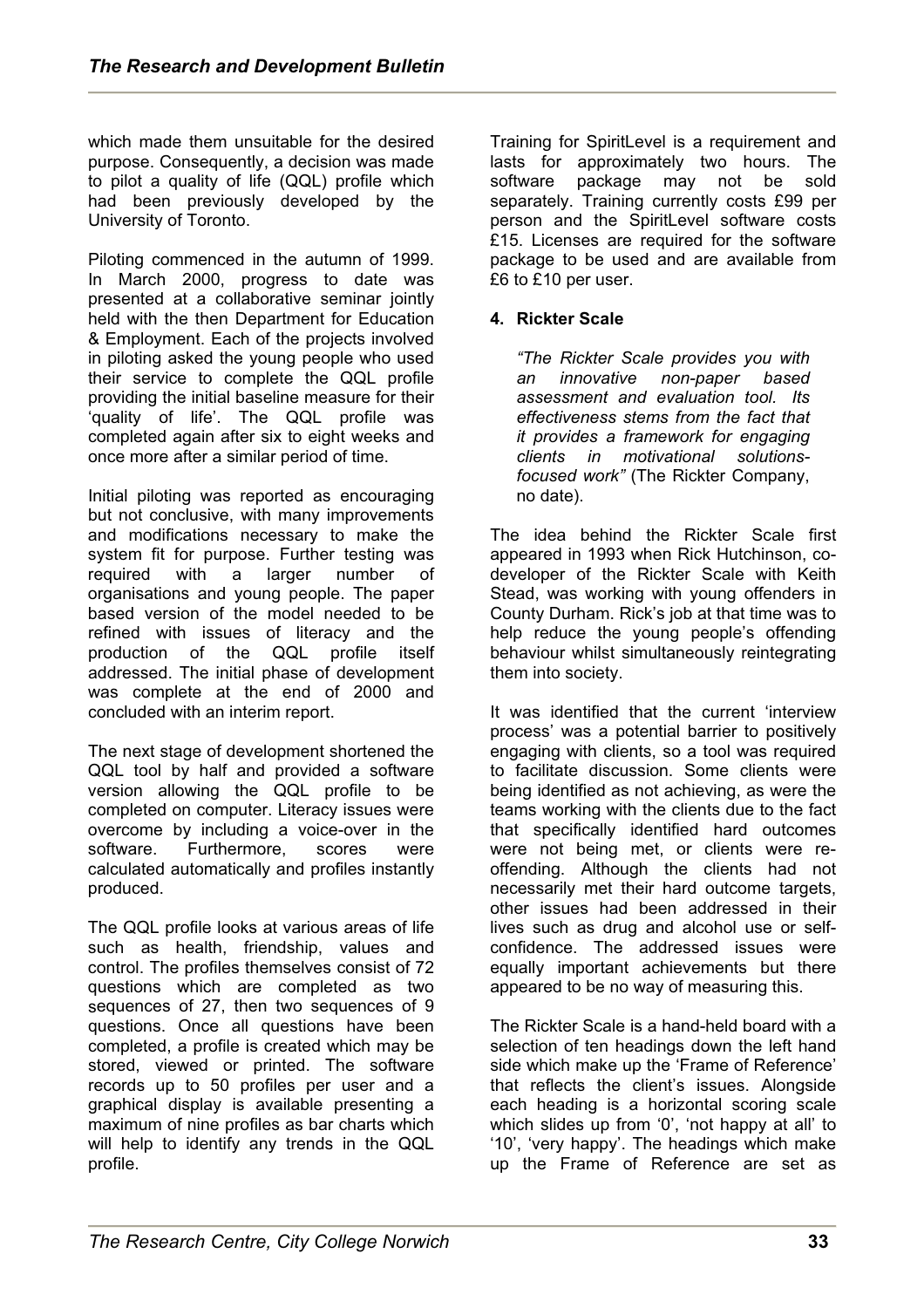which made them unsuitable for the desired purpose. Consequently, a decision was made to pilot a quality of life (QQL) profile which had been previously developed by the University of Toronto.

Piloting commenced in the autumn of 1999. In March 2000, progress to date was presented at a collaborative seminar jointly held with the then Department for Education & Employment. Each of the projects involved in piloting asked the young people who used their service to complete the QQL profile providing the initial baseline measure for their 'quality of life'. The QQL profile was completed again after six to eight weeks and once more after a similar period of time.

Initial piloting was reported as encouraging but not conclusive, with many improvements and modifications necessary to make the system fit for purpose. Further testing was required with a larger number of organisations and young people. The paper based version of the model needed to be refined with issues of literacy and the production of the QQL profile itself addressed. The initial phase of development was complete at the end of 2000 and concluded with an interim report.

The next stage of development shortened the QQL tool by half and provided a software version allowing the QQL profile to be completed on computer. Literacy issues were overcome by including a voice-over in the software. Furthermore, scores were calculated automatically and profiles instantly produced.

The QQL profile looks at various areas of life such as health, friendship, values and control. The profiles themselves consist of 72 questions which are completed as two sequences of 27, then two sequences of 9 questions. Once all questions have been completed, a profile is created which may be stored, viewed or printed. The software records up to 50 profiles per user and a graphical display is available presenting a maximum of nine profiles as bar charts which will help to identify any trends in the QQL profile.

Training for SpiritLevel is a requirement and lasts for approximately two hours. The software package may not be sold separately. Training currently costs £99 per person and the SpiritLevel software costs £15. Licenses are required for the software package to be used and are available from £6 to £10 per user.

#### 4. Rickter Scale

> *"The Rickter Scale provides you with an innovative non-paper based assessment and evaluation tool. Its effectiveness stems from the fact that it provides a framework for engaging clients in motivational solutions-focused work"* (The Rickter Company, no date).

The idea behind the Rickter Scale first appeared in 1993 when Rick Hutchinson, co-developer of the Rickter Scale with Keith Stead, was working with young offenders in County Durham. Rick's job at that time was to help reduce the young people's offending behaviour whilst simultaneously reintegrating them into society.

It was identified that the current 'interview process' was a potential barrier to positively engaging with clients, so a tool was required to facilitate discussion. Some clients were being identified as not achieving, as were the teams working with the clients due to the fact that specifically identified hard outcomes were not being met, or clients were re-offending. Although the clients had not necessarily met their hard outcome targets, other issues had been addressed in their lives such as drug and alcohol use or self-confidence. The addressed issues were equally important achievements but there appeared to be no way of measuring this.

The Rickter Scale is a hand-held board with a selection of ten headings down the left hand side which make up the 'Frame of Reference' that reflects the client's issues. Alongside each heading is a horizontal scoring scale which slides up from '0', 'not happy at all' to '10', 'very happy'. The headings which make up the Frame of Reference are set as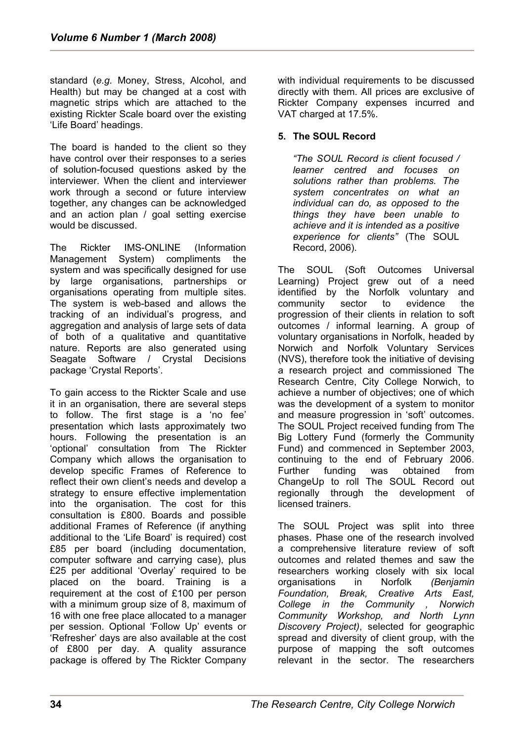standard (*e.g.* Money, Stress, Alcohol, and Health) but may be changed at a cost with magnetic strips which are attached to the existing Rickter Scale board over the existing 'Life Board' headings.

The board is handed to the client so they have control over their responses to a series of solution-focused questions asked by the interviewer. When the client and interviewer work through a second or future interview together, any changes can be acknowledged and an action plan / goal setting exercise would be discussed.

The Rickter IMS-ONLINE (Information Management System) compliments the system and was specifically designed for use by large organisations, partnerships or organisations operating from multiple sites. The system is web-based and allows the tracking of an individual's progress, and aggregation and analysis of large sets of data of both of a qualitative and quantitative nature. Reports are also generated using Seagate Software / Crystal Decisions package 'Crystal Reports'.

To gain access to the Rickter Scale and use it in an organisation, there are several steps to follow. The first stage is a 'no fee' presentation which lasts approximately two hours. Following the presentation is an 'optional' consultation from The Rickter Company which allows the organisation to develop specific Frames of Reference to reflect their own client's needs and develop a strategy to ensure effective implementation into the organisation. The cost for this consultation is £800. Boards and possible additional Frames of Reference (if anything additional to the 'Life Board' is required) cost £85 per board (including documentation, computer software and carrying case), plus £25 per additional 'Overlay' required to be placed on the board. Training is a requirement at the cost of £100 per person with a minimum group size of 8, maximum of 16 with one free place allocated to a manager per session. Optional 'Follow Up' events or 'Refresher' days are also available at the cost of £800 per day. A quality assurance package is offered by The Rickter Company with individual requirements to be discussed directly with them. All prices are exclusive of Rickter Company expenses incurred and VAT charged at 17.5%.

## 5. The SOUL Record

> *"The SOUL Record is client focused / learner centred and focuses on solutions rather than problems. The system concentrates on what an individual can do, as opposed to the things they have been unable to achieve and it is intended as a positive experience for clients"* (The SOUL Record, 2006).

The SOUL (Soft Outcomes Universal Learning) Project grew out of a need identified by the Norfolk voluntary and community sector to evidence the progression of their clients in relation to soft outcomes / informal learning. A group of voluntary organisations in Norfolk, headed by Norwich and Norfolk Voluntary Services (NVS), therefore took the initiative of devising a research project and commissioned The Research Centre, City College Norwich, to achieve a number of objectives; one of which was the development of a system to monitor and measure progression in 'soft' outcomes. The SOUL Project received funding from The Big Lottery Fund (formerly the Community Fund) and commenced in September 2003, continuing to the end of February 2006. Further funding was obtained from ChangeUp to roll The SOUL Record out regionally through the development of licensed trainers.

The SOUL Project was split into three phases. Phase one of the research involved a comprehensive literature review of soft outcomes and related themes and saw the researchers working closely with six local organisations in Norfolk *(Benjamin Foundation, Break, Creative Arts East, College in the Community , Norwich Community Workshop, and North Lynn Discovery Project)*, selected for geographic spread and diversity of client group, with the purpose of mapping the soft outcomes relevant in the sector. The researchers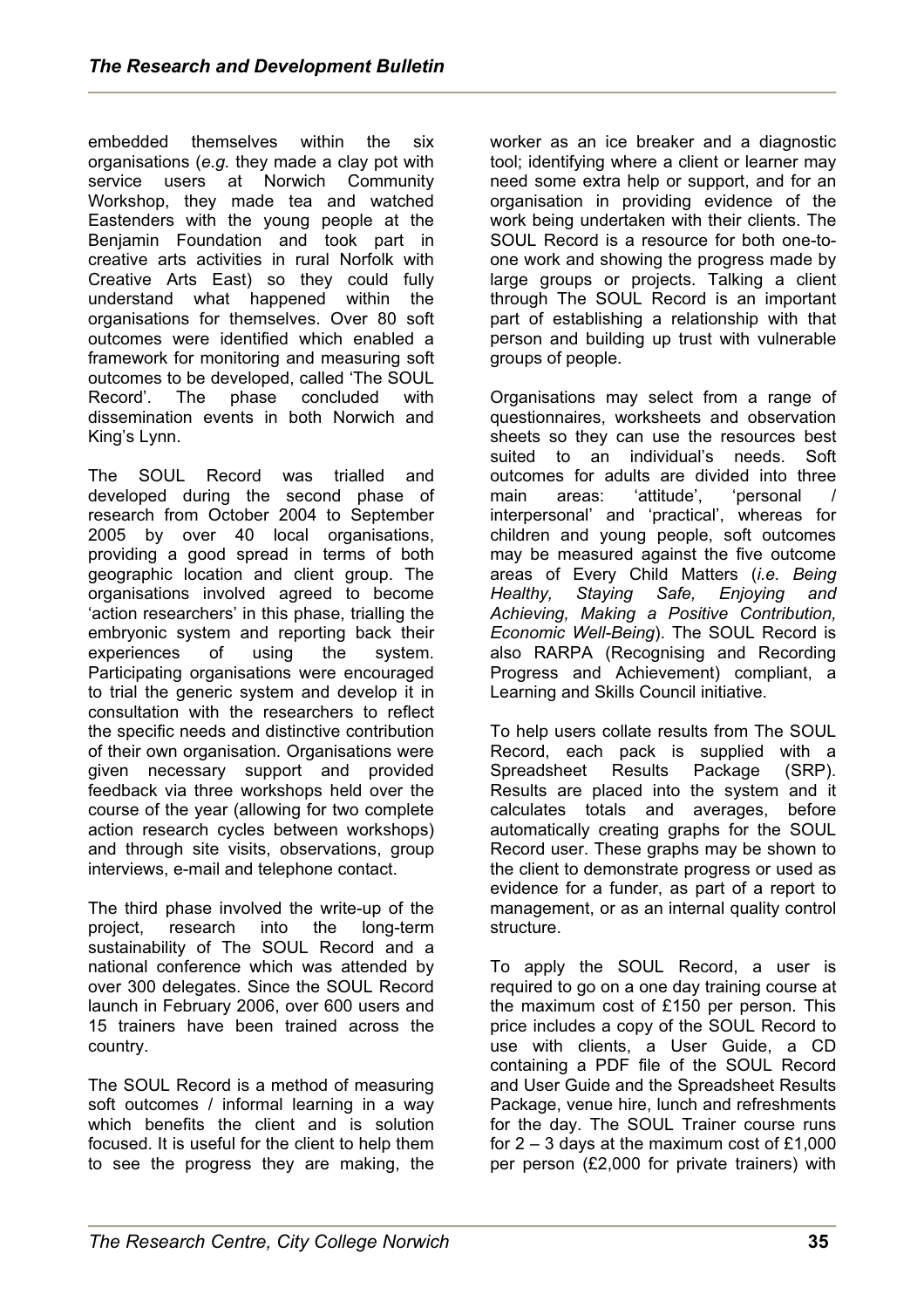embedded themselves within the six organisations (*e.g.* they made a clay pot with service users at Norwich Community Workshop, they made tea and watched Eastenders with the young people at the Benjamin Foundation and took part in creative arts activities in rural Norfolk with Creative Arts East) so they could fully understand what happened within the organisations for themselves. Over 80 soft outcomes were identified which enabled a framework for monitoring and measuring soft outcomes to be developed, called 'The SOUL Record'. The phase concluded with dissemination events in both Norwich and King's Lynn.

The SOUL Record was trialled and developed during the second phase of research from October 2004 to September 2005 by over 40 local organisations, providing a good spread in terms of both geographic location and client group. The organisations involved agreed to become 'action researchers' in this phase, trialling the embryonic system and reporting back their experiences of using the system. Participating organisations were encouraged to trial the generic system and develop it in consultation with the researchers to reflect the specific needs and distinctive contribution of their own organisation. Organisations were given necessary support and provided feedback via three workshops held over the course of the year (allowing for two complete action research cycles between workshops) and through site visits, observations, group interviews, e-mail and telephone contact.

The third phase involved the write-up of the project, research into the long-term sustainability of The SOUL Record and a national conference which was attended by over 300 delegates. Since the SOUL Record launch in February 2006, over 600 users and 15 trainers have been trained across the country.

The SOUL Record is a method of measuring soft outcomes / informal learning in a way which benefits the client and is solution focused. It is useful for the client to help them to see the progress they are making, the worker as an ice breaker and a diagnostic tool; identifying where a client or learner may need some extra help or support, and for an organisation in providing evidence of the work being undertaken with their clients. The SOUL Record is a resource for both one-to-one work and showing the progress made by large groups or projects. Talking a client through The SOUL Record is an important part of establishing a relationship with that person and building up trust with vulnerable groups of people.

Organisations may select from a range of questionnaires, worksheets and observation sheets so they can use the resources best suited to an individual's needs. Soft outcomes for adults are divided into three main areas: 'attitude', 'personal / interpersonal' and 'practical', whereas for children and young people, soft outcomes may be measured against the five outcome areas of Every Child Matters (*i.e. Being Healthy, Staying Safe, Enjoying and Achieving, Making a Positive Contribution, Economic Well-Being*). The SOUL Record is also RARPA (Recognising and Recording Progress and Achievement) compliant, a Learning and Skills Council initiative.

To help users collate results from The SOUL Record, each pack is supplied with a Spreadsheet Results Package (SRP). Results are placed into the system and it calculates totals and averages, before automatically creating graphs for the SOUL Record user. These graphs may be shown to the client to demonstrate progress or used as evidence for a funder, as part of a report to management, or as an internal quality control structure.

To apply the SOUL Record, a user is required to go on a one day training course at the maximum cost of £150 per person. This price includes a copy of the SOUL Record to use with clients, a User Guide, a CD containing a PDF file of the SOUL Record and User Guide and the Spreadsheet Results Package, venue hire, lunch and refreshments for the day. The SOUL Trainer course runs for 2 – 3 days at the maximum cost of £1,000 per person (£2,000 for private trainers) with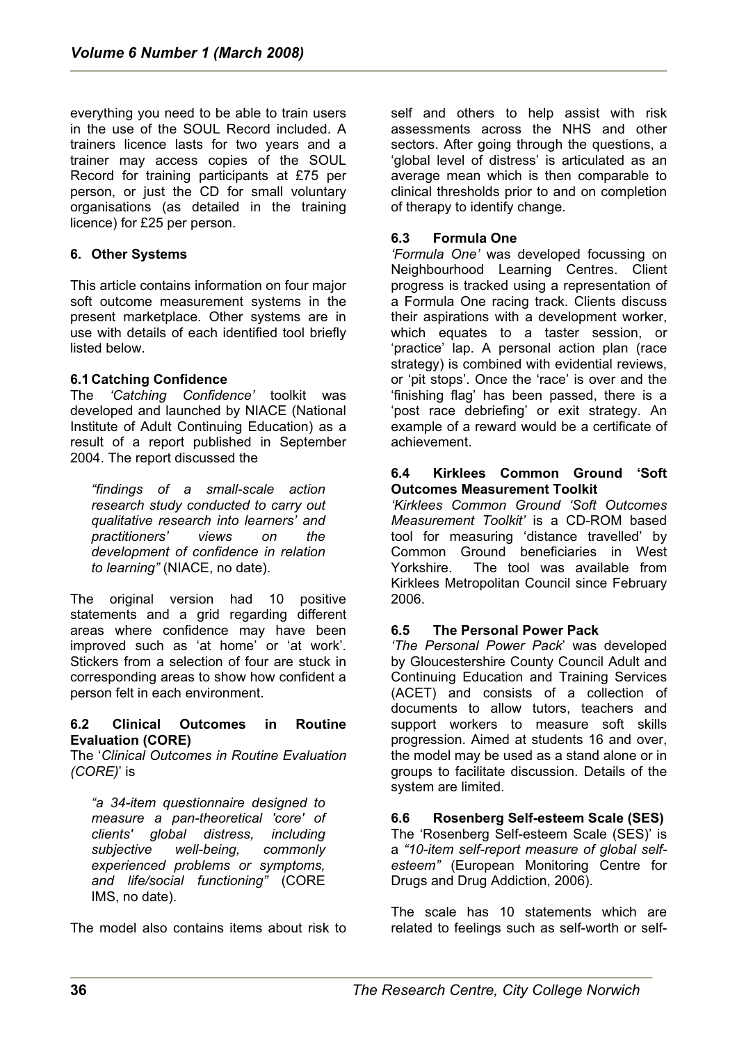everything you need to be able to train users in the use of the SOUL Record included. A trainers licence lasts for two years and a trainer may access copies of the SOUL Record for training participants at £75 per person, or just the CD for small voluntary organisations (as detailed in the training licence) for £25 per person.

## 6. Other Systems

This article contains information on four major soft outcome measurement systems in the present marketplace. Other systems are in use with details of each identified tool briefly listed below.

### 6.1 Catching Confidence

The *'Catching Confidence'* toolkit was developed and launched by NIACE (National Institute of Adult Continuing Education) as a result of a report published in September 2004. The report discussed the

> *"findings of a small-scale action research study conducted to carry out qualitative research into learners' and practitioners' views on the development of confidence in relation to learning"* (NIACE, no date).

The original version had 10 positive statements and a grid regarding different areas where confidence may have been improved such as 'at home' or 'at work'. Stickers from a selection of four are stuck in corresponding areas to show how confident a person felt in each environment.

### 6.2 Clinical Outcomes in Routine Evaluation (CORE)

The '*Clinical Outcomes in Routine Evaluation (CORE)*' is

> *"a 34-item questionnaire designed to measure a pan-theoretical 'core' of clients' global distress, including subjective well-being, commonly experienced problems or symptoms, and life/social functioning"* (CORE IMS, no date).

The model also contains items about risk to self and others to help assist with risk assessments across the NHS and other sectors. After going through the questions, a 'global level of distress' is articulated as an average mean which is then comparable to clinical thresholds prior to and on completion of therapy to identify change.

### 6.3 Formula One

*'Formula One'* was developed focussing on Neighbourhood Learning Centres. Client progress is tracked using a representation of a Formula One racing track. Clients discuss their aspirations with a development worker, which equates to a taster session, or 'practice' lap. A personal action plan (race strategy) is combined with evidential reviews, or 'pit stops'. Once the 'race' is over and the 'finishing flag' has been passed, there is a 'post race debriefing' or exit strategy. An example of a reward would be a certificate of achievement.

### 6.4 Kirklees Common Ground 'Soft Outcomes Measurement Toolkit

*'Kirklees Common Ground 'Soft Outcomes Measurement Toolkit'* is a CD-ROM based tool for measuring 'distance travelled' by Common Ground beneficiaries in West Yorkshire. The tool was available from Kirklees Metropolitan Council since February 2006.

### 6.5 The Personal Power Pack

*'The Personal Power Pack*' was developed by Gloucestershire County Council Adult and Continuing Education and Training Services (ACET) and consists of a collection of documents to allow tutors, teachers and support workers to measure soft skills progression. Aimed at students 16 and over, the model may be used as a stand alone or in groups to facilitate discussion. Details of the system are limited.

### 6.6 Rosenberg Self-esteem Scale (SES)

The 'Rosenberg Self-esteem Scale (SES)' is a *"10-item self-report measure of global self-esteem"* (European Monitoring Centre for Drugs and Drug Addiction, 2006).

The scale has 10 statements which are related to feelings such as self-worth or self-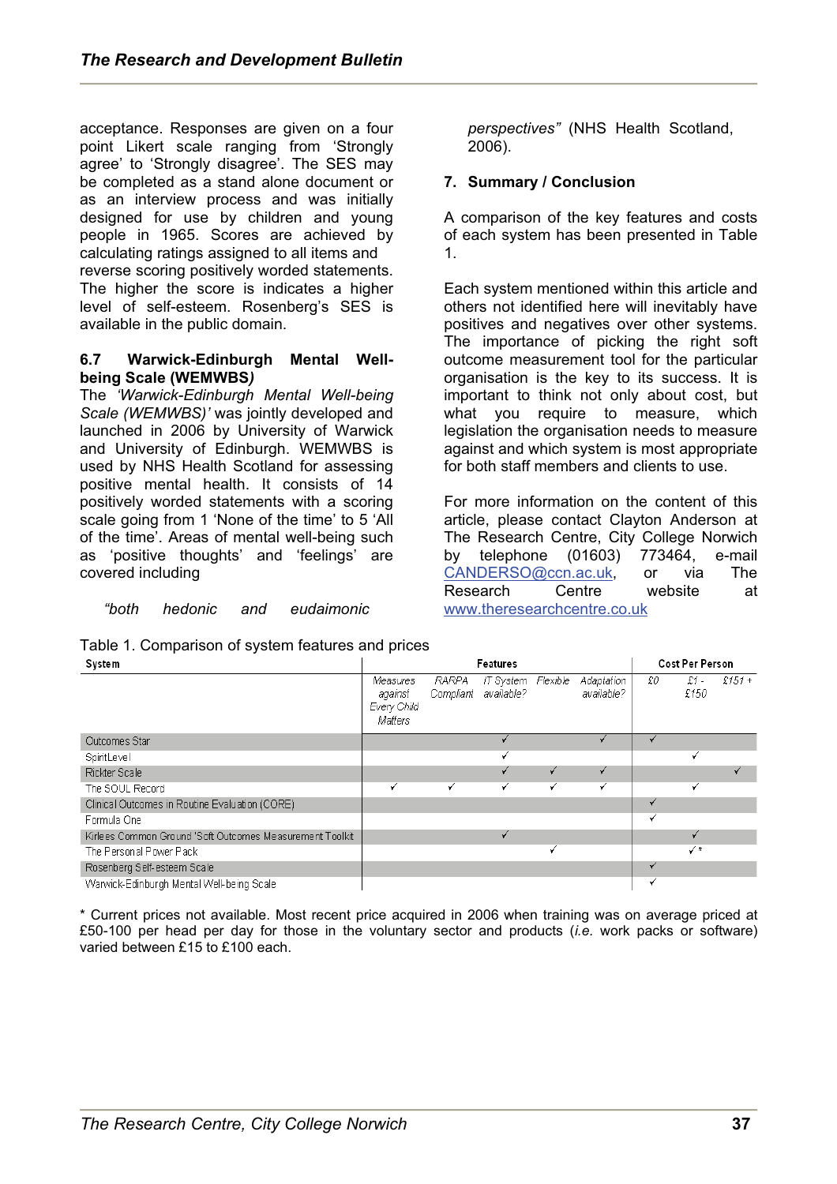acceptance. Responses are given on a four point Likert scale ranging from 'Strongly agree' to 'Strongly disagree'. The SES may be completed as a stand alone document or as an interview process and was initially designed for use by children and young people in 1965. Scores are achieved by calculating ratings assigned to all items and reverse scoring positively worded statements. The higher the score is indicates a higher level of self-esteem. Rosenberg's SES is available in the public domain.

### 6.7 Warwick-Edinburgh Mental Well-being Scale (WEMWBS)

The *'Warwick-Edinburgh Mental Well-being Scale (WEMWBS)'* was jointly developed and launched in 2006 by University of Warwick and University of Edinburgh. WEMWBS is used by NHS Health Scotland for assessing positive mental health. It consists of 14 positively worded statements with a scoring scale going from 1 'None of the time' to 5 'All of the time'. Areas of mental well-being such as 'positive thoughts' and 'feelings' are covered including

> *"both hedonic and eudaimonic perspectives"* (NHS Health Scotland, 2006).

## 7. Summary / Conclusion

A comparison of the key features and costs of each system has been presented in Table 1.

Each system mentioned within this article and others not identified here will inevitably have positives and negatives over other systems. The importance of picking the right soft outcome measurement tool for the particular organisation is the key to its success. It is important to think not only about cost, but what you require to measure, which legislation the organisation needs to measure against and which system is most appropriate for both staff members and clients to use.

For more information on the content of this article, please contact Clayton Anderson at The Research Centre, City College Norwich by telephone (01603) 773464, e-mail CANDERSO@ccn.ac.uk, or via The Research Centre website at www.theresearchcentre.co.uk

Table 1. Comparison of system features and prices

| System | Features | | | | | Cost Per Person | | |
|---|---|---|---|---|---|---|---|---|
| | *Measures against Every Child Matters* | *RARPA Compliant* | *IT System available?* | *Flexible* | *Adaptation available?* | *£0* | *£1 - £150* | *£151 +* |
| Outcomes Star | | | ✓ | | ✓ | ✓ | | |
| SpiritLevel | | | ✓ | | | | ✓ | |
| Rickter Scale | | | ✓ | ✓ | ✓ | | | ✓ |
| The SOUL Record | ✓ | ✓ | ✓ | ✓ | ✓ | | ✓ | |
| Clinical Outcomes in Routine Evaluation (CORE) | | | | | | ✓ | | |
| Formula One | | | | | | ✓ | | |
| Kirklees Common Ground 'Soft Outcomes Measurement Toolkit | | | ✓ | | | | ✓ | |
| The Personal Power Pack | | | | ✓ | | | ✓* | |
| Rosenberg Self-esteem Scale | | | | | | ✓ | | |
| Warwick-Edinburgh Mental Well-being Scale | | | | | | ✓ | | |

\* Current prices not available. Most recent price acquired in 2006 when training was on average priced at £50-100 per head per day for those in the voluntary sector and products (*i.e.* work packs or software) varied between £15 to £100 each.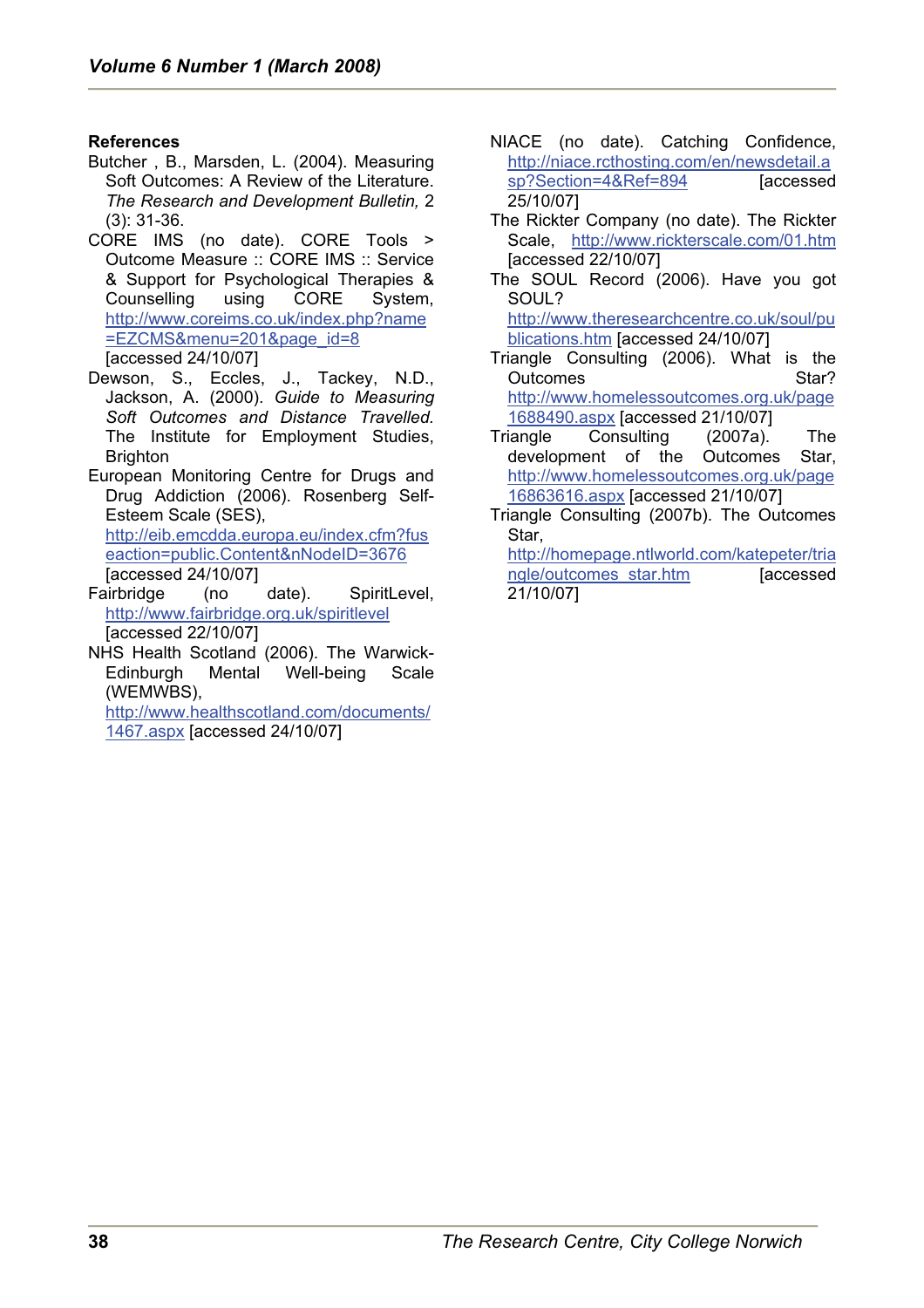## References

Butcher , B., Marsden, L. (2004). Measuring Soft Outcomes: A Review of the Literature. *The Research and Development Bulletin,* 2 (3): 31-36.

CORE IMS (no date). CORE Tools > Outcome Measure :: CORE IMS :: Service & Support for Psychological Therapies & Counselling using CORE System, http://www.coreims.co.uk/index.php?name=EZCMS&menu=201&page_id=8 [accessed 24/10/07]

Dewson, S., Eccles, J., Tackey, N.D., Jackson, A. (2000). *Guide to Measuring Soft Outcomes and Distance Travelled.* The Institute for Employment Studies, Brighton

European Monitoring Centre for Drugs and Drug Addiction (2006). Rosenberg Self-Esteem Scale (SES), http://eib.emcdda.europa.eu/index.cfm?fuseaction=public.Content&nNodeID=3676 [accessed 24/10/07]

Fairbridge (no date). SpiritLevel, http://www.fairbridge.org.uk/spiritlevel [accessed 22/10/07]

NHS Health Scotland (2006). The Warwick-Edinburgh Mental Well-being Scale (WEMWBS), http://www.healthscotland.com/documents/1467.aspx [accessed 24/10/07]

NIACE (no date). Catching Confidence, http://niace.rcthosting.com/en/newsdetail.asp?Section=4&Ref=894 [accessed 25/10/07]

The Rickter Company (no date). The Rickter Scale, http://www.rickterscale.com/01.htm [accessed 22/10/07]

The SOUL Record (2006). Have you got SOUL? http://www.theresearchcentre.co.uk/soul/publications.htm [accessed 24/10/07]

Triangle Consulting (2006). What is the Outcomes Star? http://www.homelessoutcomes.org.uk/page1688490.aspx [accessed 21/10/07]

Triangle Consulting (2007a). The development of the Outcomes Star, http://www.homelessoutcomes.org.uk/page16863616.aspx [accessed 21/10/07]

Triangle Consulting (2007b). The Outcomes Star, http://homepage.ntlworld.com/katepeter/triangle/outcomes_star.htm [accessed 21/10/07]